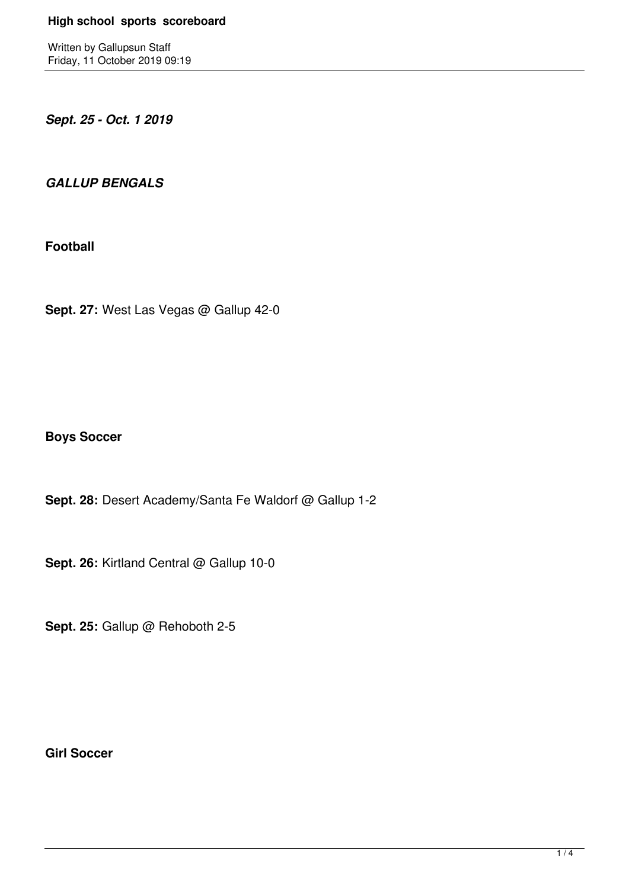# High school sports scoreboard

Written by Gallupsun Staff
Friday, 11 October 2019 09:19

***Sept. 25 - Oct. 1 2019***

***GALLUP BENGALS***

**Football**

**Sept. 27:** West Las Vegas @ Gallup 42-0

**Boys Soccer**

**Sept. 28:** Desert Academy/Santa Fe Waldorf @ Gallup 1-2

**Sept. 26:** Kirtland Central @ Gallup 10-0

**Sept. 25:** Gallup @ Rehoboth 2-5

**Girl Soccer**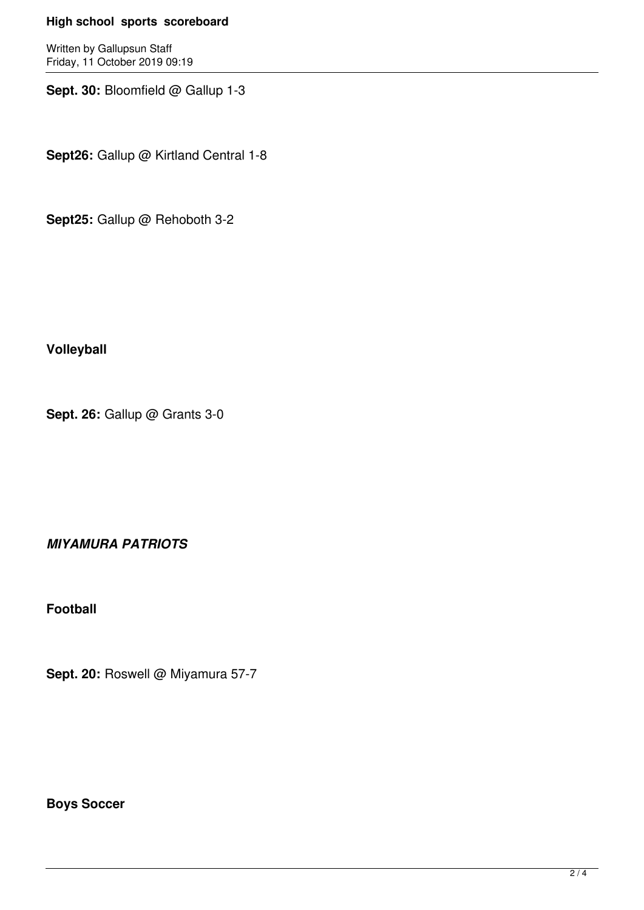**Sept. 30:** Bloomfield @ Gallup 1-3

**Sept26:** Gallup @ Kirtland Central 1-8

**Sept25:** Gallup @ Rehoboth 3-2

**Volleyball**

**Sept. 26:** Gallup @ Grants 3-0

***MIYAMURA PATRIOTS***

**Football**

**Sept. 20:** Roswell @ Miyamura 57-7

**Boys Soccer**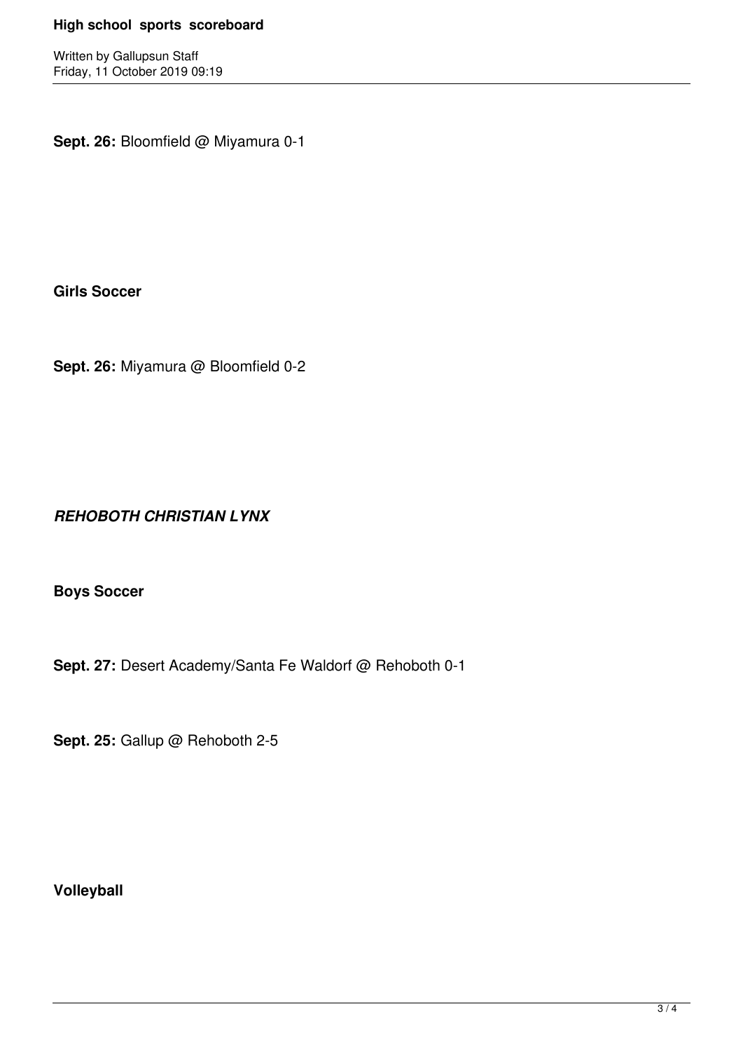**Sept. 26:** Bloomfield @ Miyamura 0-1

**Girls Soccer**

**Sept. 26:** Miyamura @ Bloomfield 0-2

***REHOBOTH CHRISTIAN LYNX***

**Boys Soccer**

**Sept. 27:** Desert Academy/Santa Fe Waldorf @ Rehoboth 0-1

**Sept. 25:** Gallup @ Rehoboth 2-5

**Volleyball**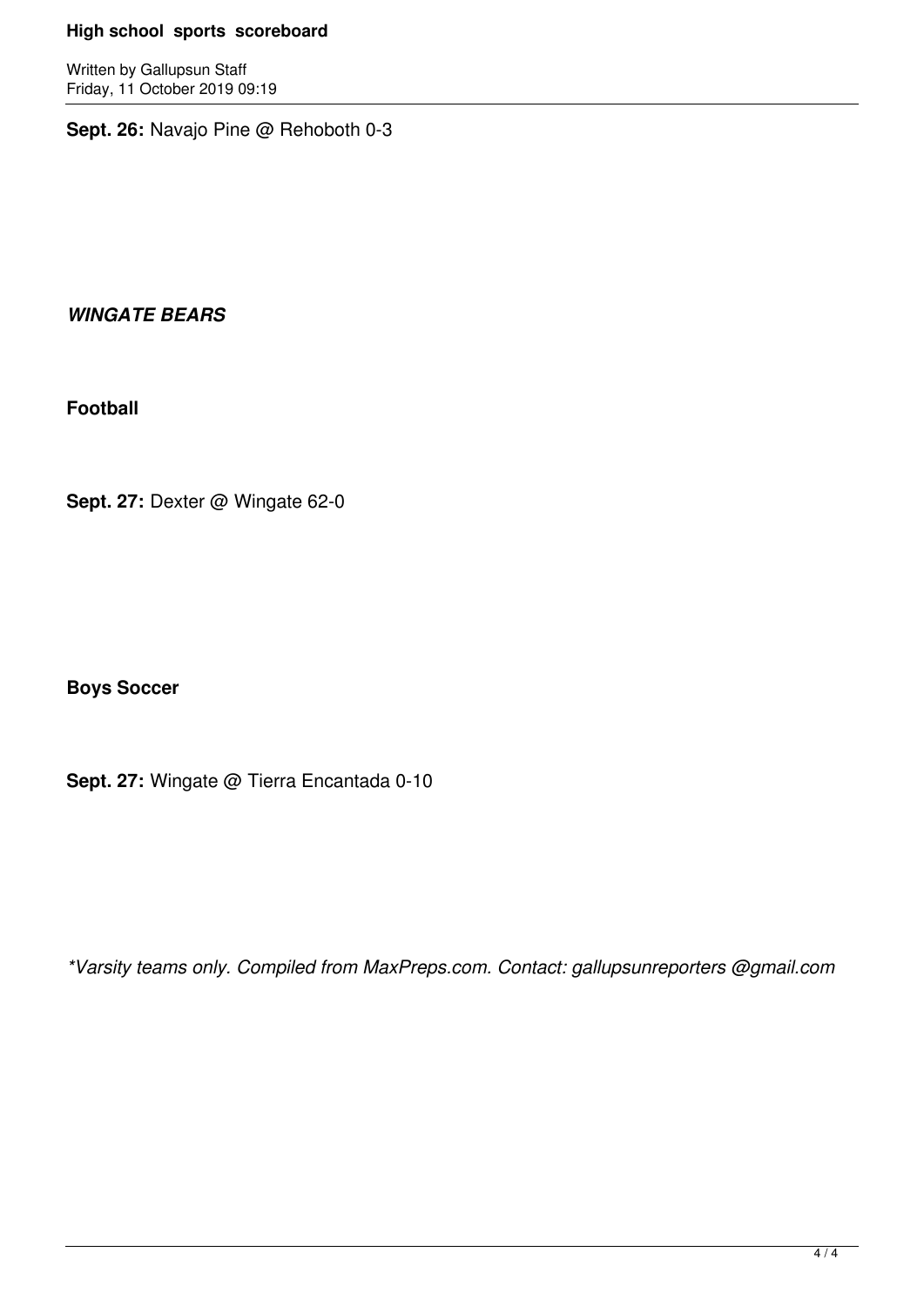**Sept. 26:** Navajo Pine @ Rehoboth 0-3

***WINGATE BEARS***

**Football**

**Sept. 27:** Dexter @ Wingate 62-0

**Boys Soccer**

**Sept. 27:** Wingate @ Tierra Encantada 0-10

*\*Varsity teams only. Compiled from MaxPreps.com. Contact: gallupsunreporters @gmail.com*